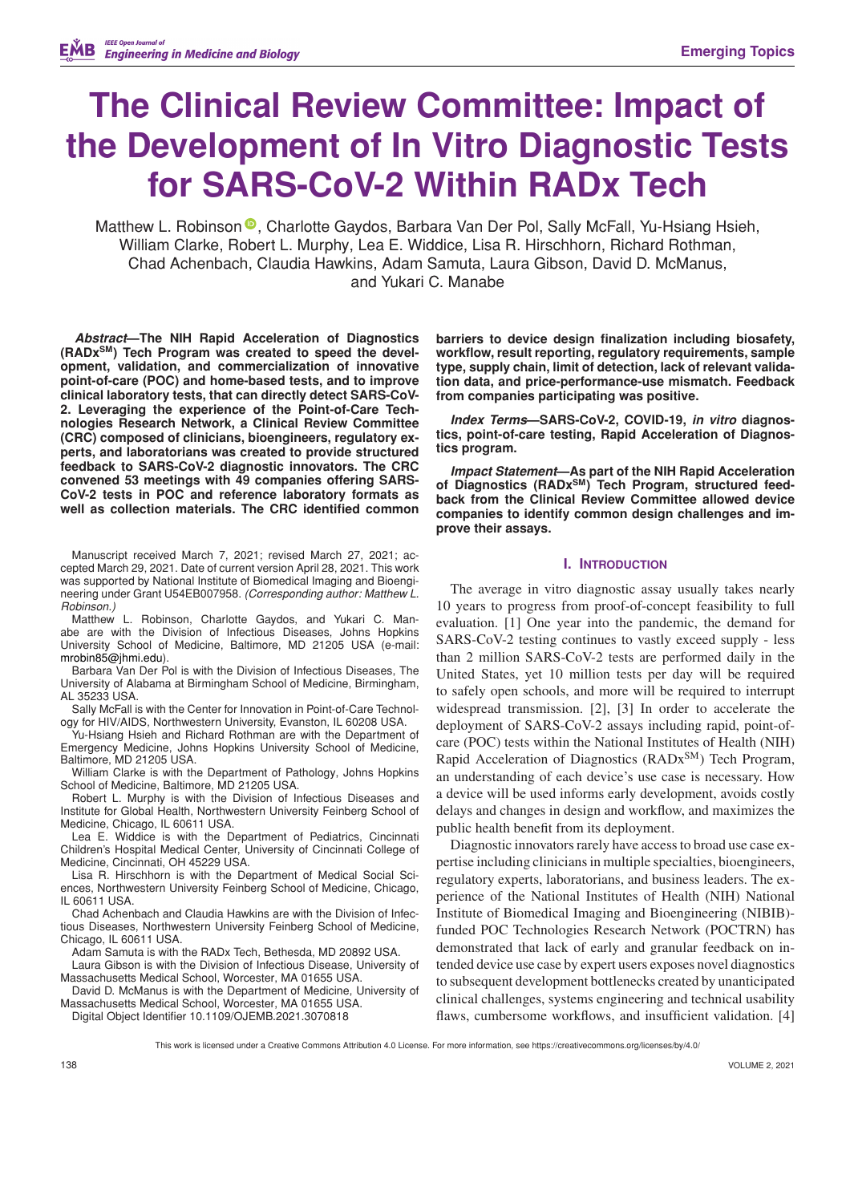# The Clinical Review Committee: Impact of the Development of In Vitro Diagnostic Tests for SARS-CoV-2 Within RADx Tech

Matthew L. Robinson, Charlotte Gaydos, Barbara Van Der Pol, Sally McFall, Yu-Hsiang Hsieh, William Clarke, Robert L. Murphy, Lea E. Widdice, Lisa R. Hirschhorn, Richard Rothman, Chad Achenbach, Claudia Hawkins, Adam Samuta, Laura Gibson, David D. McManus, and Yukari C. Manabe

***Abstract*—The NIH Rapid Acceleration of Diagnostics (RADx$^{SM}$) Tech Program was created to speed the development, validation, and commercialization of innovative point-of-care (POC) and home-based tests, and to improve clinical laboratory tests, that can directly detect SARS-CoV-2. Leveraging the experience of the Point-of-Care Technologies Research Network, a Clinical Review Committee (CRC) composed of clinicians, bioengineers, regulatory experts, and laboratorians was created to provide structured feedback to SARS-CoV-2 diagnostic innovators. The CRC convened 53 meetings with 49 companies offering SARS-CoV-2 tests in POC and reference laboratory formats as well as collection materials. The CRC identified common barriers to device design finalization including biosafety, workflow, result reporting, regulatory requirements, sample type, supply chain, limit of detection, lack of relevant validation data, and price-performance-use mismatch. Feedback from companies participating was positive.**

***Index Terms*—SARS-CoV-2, COVID-19, *in vitro* diagnostics, point-of-care testing, Rapid Acceleration of Diagnostics program.**

***Impact Statement*—As part of the NIH Rapid Acceleration of Diagnostics (RADx$^{SM}$) Tech Program, structured feedback from the Clinical Review Committee allowed device companies to identify common design challenges and improve their assays.**

Manuscript received March 7, 2021; revised March 27, 2021; accepted March 29, 2021. Date of current version April 28, 2021. This work was supported by National Institute of Biomedical Imaging and Bioengineering under Grant U54EB007958. *(Corresponding author: Matthew L. Robinson.)*

Matthew L. Robinson, Charlotte Gaydos, and Yukari C. Manabe are with the Division of Infectious Diseases, Johns Hopkins University School of Medicine, Baltimore, MD 21205 USA (e-mail: mrobin85@jhmi.edu).

Barbara Van Der Pol is with the Division of Infectious Diseases, The University of Alabama at Birmingham School of Medicine, Birmingham, AL 35233 USA.

Sally McFall is with the Center for Innovation in Point-of-Care Technology for HIV/AIDS, Northwestern University, Evanston, IL 60208 USA.

Yu-Hsiang Hsieh and Richard Rothman are with the Department of Emergency Medicine, Johns Hopkins University School of Medicine, Baltimore, MD 21205 USA.

William Clarke is with the Department of Pathology, Johns Hopkins School of Medicine, Baltimore, MD 21205 USA.

Robert L. Murphy is with the Division of Infectious Diseases and Institute for Global Health, Northwestern University Feinberg School of Medicine, Chicago, IL 60611 USA.

Lea E. Widdice is with the Department of Pediatrics, Cincinnati Children's Hospital Medical Center, University of Cincinnati College of Medicine, Cincinnati, OH 45229 USA.

Lisa R. Hirschhorn is with the Department of Medical Social Sciences, Northwestern University Feinberg School of Medicine, Chicago, IL 60611 USA.

Chad Achenbach and Claudia Hawkins are with the Division of Infectious Diseases, Northwestern University Feinberg School of Medicine, Chicago, IL 60611 USA.

Adam Samuta is with the RADx Tech, Bethesda, MD 20892 USA.

Laura Gibson is with the Division of Infectious Disease, University of Massachusetts Medical School, Worcester, MA 01655 USA.

David D. McManus is with the Department of Medicine, University of Massachusetts Medical School, Worcester, MA 01655 USA.

Digital Object Identifier 10.1109/OJEMB.2021.3070818

## I. Introduction

The average in vitro diagnostic assay usually takes nearly 10 years to progress from proof-of-concept feasibility to full evaluation. [1] One year into the pandemic, the demand for SARS-CoV-2 testing continues to vastly exceed supply - less than 2 million SARS-CoV-2 tests are performed daily in the United States, yet 10 million tests per day will be required to safely open schools, and more will be required to interrupt widespread transmission. [2], [3] In order to accelerate the deployment of SARS-CoV-2 assays including rapid, point-of-care (POC) tests within the National Institutes of Health (NIH) Rapid Acceleration of Diagnostics (RADx$^{SM}$) Tech Program, an understanding of each device's use case is necessary. How a device will be used informs early development, avoids costly delays and changes in design and workflow, and maximizes the public health benefit from its deployment.

Diagnostic innovators rarely have access to broad use case expertise including clinicians in multiple specialties, bioengineers, regulatory experts, laboratorians, and business leaders. The experience of the National Institutes of Health (NIH) National Institute of Biomedical Imaging and Bioengineering (NIBIB)-funded POC Technologies Research Network (POCTRN) has demonstrated that lack of early and granular feedback on intended device use case by expert users exposes novel diagnostics to subsequent development bottlenecks created by unanticipated clinical challenges, systems engineering and technical usability flaws, cumbersome workflows, and insufficient validation. [4]

This work is licensed under a Creative Commons Attribution 4.0 License. For more information, see https://creativecommons.org/licenses/by/4.0/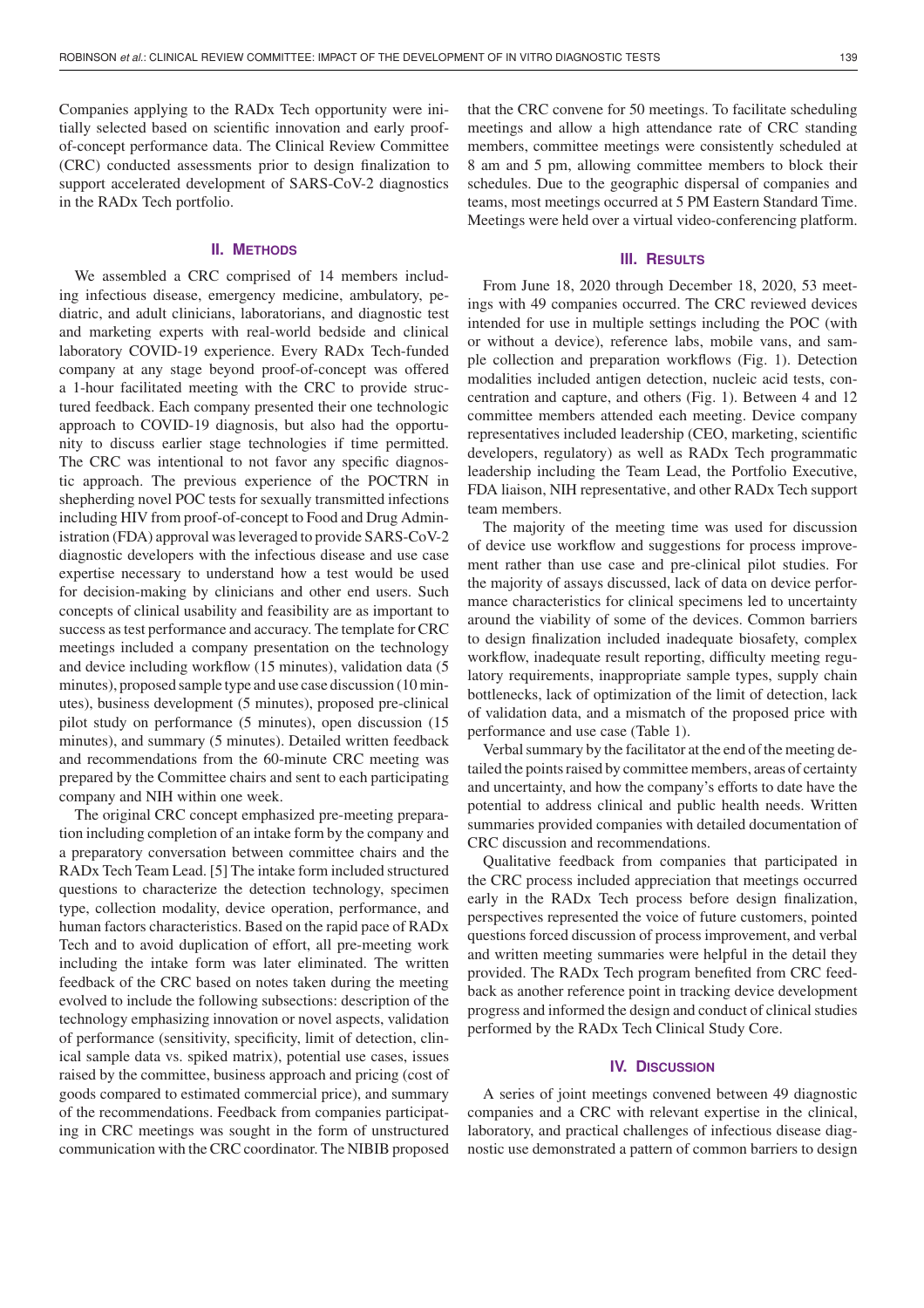Companies applying to the RADx Tech opportunity were initially selected based on scientific innovation and early proof-of-concept performance data. The Clinical Review Committee (CRC) conducted assessments prior to design finalization to support accelerated development of SARS-CoV-2 diagnostics in the RADx Tech portfolio.

## II. Methods

We assembled a CRC comprised of 14 members including infectious disease, emergency medicine, ambulatory, pediatric, and adult clinicians, laboratorians, and diagnostic test and marketing experts with real-world bedside and clinical laboratory COVID-19 experience. Every RADx Tech-funded company at any stage beyond proof-of-concept was offered a 1-hour facilitated meeting with the CRC to provide structured feedback. Each company presented their one technologic approach to COVID-19 diagnosis, but also had the opportunity to discuss earlier stage technologies if time permitted. The CRC was intentional to not favor any specific diagnostic approach. The previous experience of the POCTRN in shepherding novel POC tests for sexually transmitted infections including HIV from proof-of-concept to Food and Drug Administration (FDA) approval was leveraged to provide SARS-CoV-2 diagnostic developers with the infectious disease and use case expertise necessary to understand how a test would be used for decision-making by clinicians and other end users. Such concepts of clinical usability and feasibility are as important to success as test performance and accuracy. The template for CRC meetings included a company presentation on the technology and device including workflow (15 minutes), validation data (5 minutes), proposed sample type and use case discussion (10 minutes), business development (5 minutes), proposed pre-clinical pilot study on performance (5 minutes), open discussion (15 minutes), and summary (5 minutes). Detailed written feedback and recommendations from the 60-minute CRC meeting was prepared by the Committee chairs and sent to each participating company and NIH within one week.

The original CRC concept emphasized pre-meeting preparation including completion of an intake form by the company and a preparatory conversation between committee chairs and the RADx Tech Team Lead. [5] The intake form included structured questions to characterize the detection technology, specimen type, collection modality, device operation, performance, and human factors characteristics. Based on the rapid pace of RADx Tech and to avoid duplication of effort, all pre-meeting work including the intake form was later eliminated. The written feedback of the CRC based on notes taken during the meeting evolved to include the following subsections: description of the technology emphasizing innovation or novel aspects, validation of performance (sensitivity, specificity, limit of detection, clinical sample data vs. spiked matrix), potential use cases, issues raised by the committee, business approach and pricing (cost of goods compared to estimated commercial price), and summary of the recommendations. Feedback from companies participating in CRC meetings was sought in the form of unstructured communication with the CRC coordinator. The NIBIB proposed that the CRC convene for 50 meetings. To facilitate scheduling meetings and allow a high attendance rate of CRC standing members, committee meetings were consistently scheduled at 8 am and 5 pm, allowing committee members to block their schedules. Due to the geographic dispersal of companies and teams, most meetings occurred at 5 PM Eastern Standard Time. Meetings were held over a virtual video-conferencing platform.

## III. Results

From June 18, 2020 through December 18, 2020, 53 meetings with 49 companies occurred. The CRC reviewed devices intended for use in multiple settings including the POC (with or without a device), reference labs, mobile vans, and sample collection and preparation workflows (Fig. 1). Detection modalities included antigen detection, nucleic acid tests, concentration and capture, and others (Fig. 1). Between 4 and 12 committee members attended each meeting. Device company representatives included leadership (CEO, marketing, scientific developers, regulatory) as well as RADx Tech programmatic leadership including the Team Lead, the Portfolio Executive, FDA liaison, NIH representative, and other RADx Tech support team members.

The majority of the meeting time was used for discussion of device use workflow and suggestions for process improvement rather than use case and pre-clinical pilot studies. For the majority of assays discussed, lack of data on device performance characteristics for clinical specimens led to uncertainty around the viability of some of the devices. Common barriers to design finalization included inadequate biosafety, complex workflow, inadequate result reporting, difficulty meeting regulatory requirements, inappropriate sample types, supply chain bottlenecks, lack of optimization of the limit of detection, lack of validation data, and a mismatch of the proposed price with performance and use case (Table 1).

Verbal summary by the facilitator at the end of the meeting detailed the points raised by committee members, areas of certainty and uncertainty, and how the company's efforts to date have the potential to address clinical and public health needs. Written summaries provided companies with detailed documentation of CRC discussion and recommendations.

Qualitative feedback from companies that participated in the CRC process included appreciation that meetings occurred early in the RADx Tech process before design finalization, perspectives represented the voice of future customers, pointed questions forced discussion of process improvement, and verbal and written meeting summaries were helpful in the detail they provided. The RADx Tech program benefited from CRC feedback as another reference point in tracking device development progress and informed the design and conduct of clinical studies performed by the RADx Tech Clinical Study Core.

## IV. Discussion

A series of joint meetings convened between 49 diagnostic companies and a CRC with relevant expertise in the clinical, laboratory, and practical challenges of infectious disease diagnostic use demonstrated a pattern of common barriers to design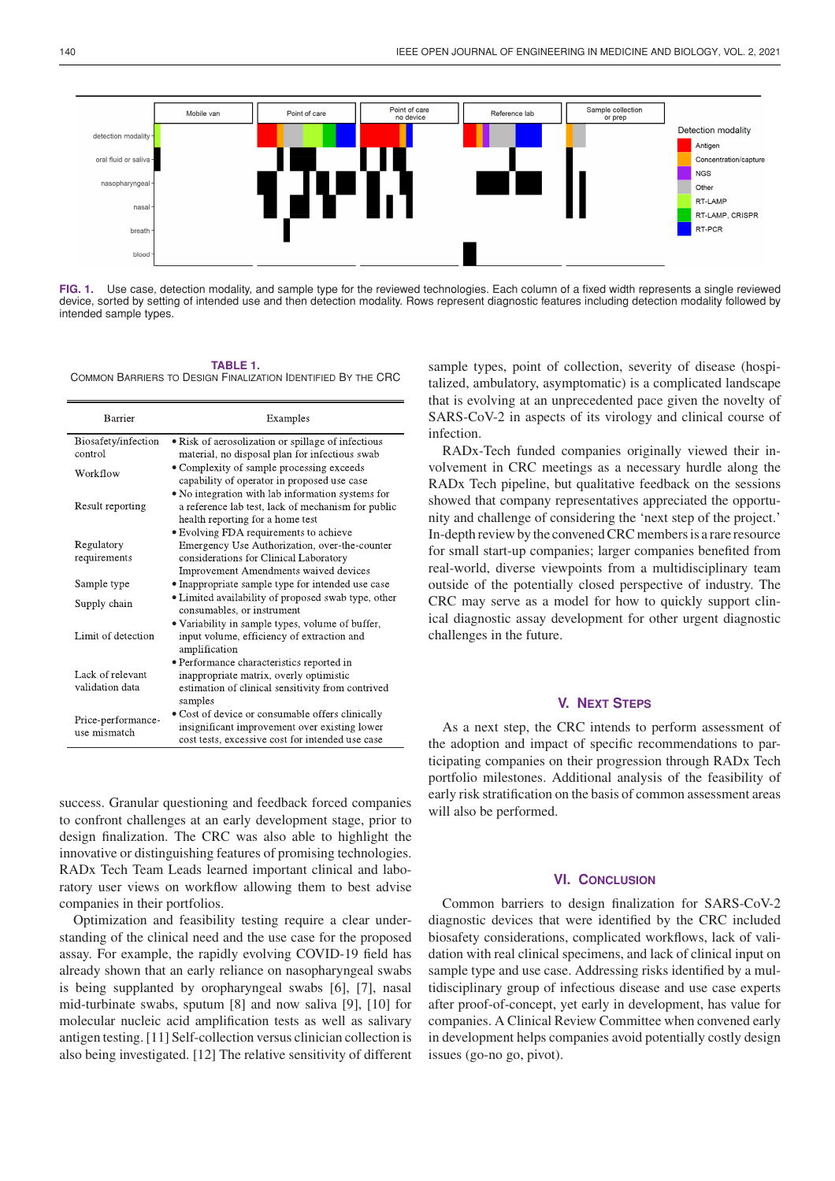FIG. 1. Use case, detection modality, and sample type for the reviewed technologies. Each column of a fixed width represents a single reviewed device, sorted by setting of intended use and then detection modality. Rows represent diagnostic features including detection modality followed by intended sample types.

**TABLE 1.**
COMMON BARRIERS TO DESIGN FINALIZATION IDENTIFIED BY THE CRC

| Barrier | Examples |
|---|---|
| Biosafety/infection control | • Risk of aerosolization or spillage of infectious material, no disposal plan for infectious swab |
| Workflow | • Complexity of sample processing exceeds capability of operator in proposed use case |
| Result reporting | • No integration with lab information systems for a reference lab test, lack of mechanism for public health reporting for a home test |
| Regulatory requirements | • Evolving FDA requirements to achieve Emergency Use Authorization, over-the-counter considerations for Clinical Laboratory Improvement Amendments waived devices |
| Sample type | • Inappropriate sample type for intended use case |
| Supply chain | • Limited availability of proposed swab type, other consumables, or instrument |
| Limit of detection | • Variability in sample types, volume of buffer, input volume, efficiency of extraction and amplification |
| Lack of relevant validation data | • Performance characteristics reported in inappropriate matrix, overly optimistic estimation of clinical sensitivity from contrived samples |
| Price-performance-use mismatch | • Cost of device or consumable offers clinically insignificant improvement over existing lower cost tests, excessive cost for intended use case |

success. Granular questioning and feedback forced companies to confront challenges at an early development stage, prior to design finalization. The CRC was also able to highlight the innovative or distinguishing features of promising technologies. RADx Tech Team Leads learned important clinical and laboratory user views on workflow allowing them to best advise companies in their portfolios.

Optimization and feasibility testing require a clear understanding of the clinical need and the use case for the proposed assay. For example, the rapidly evolving COVID-19 field has already shown that an early reliance on nasopharyngeal swabs is being supplanted by oropharyngeal swabs [6], [7], nasal mid-turbinate swabs, sputum [8] and now saliva [9], [10] for molecular nucleic acid amplification tests as well as salivary antigen testing. [11] Self-collection versus clinician collection is also being investigated. [12] The relative sensitivity of different sample types, point of collection, severity of disease (hospitalized, ambulatory, asymptomatic) is a complicated landscape that is evolving at an unprecedented pace given the novelty of SARS-CoV-2 in aspects of its virology and clinical course of infection.

RADx-Tech funded companies originally viewed their involvement in CRC meetings as a necessary hurdle along the RADx Tech pipeline, but qualitative feedback on the sessions showed that company representatives appreciated the opportunity and challenge of considering the 'next step of the project.' In-depth review by the convened CRC members is a rare resource for small start-up companies; larger companies benefited from real-world, diverse viewpoints from a multidisciplinary team outside of the potentially closed perspective of industry. The CRC may serve as a model for how to quickly support clinical diagnostic assay development for other urgent diagnostic challenges in the future.

## V. NEXT STEPS

As a next step, the CRC intends to perform assessment of the adoption and impact of specific recommendations to participating companies on their progression through RADx Tech portfolio milestones. Additional analysis of the feasibility of early risk stratification on the basis of common assessment areas will also be performed.

## VI. CONCLUSION

Common barriers to design finalization for SARS-CoV-2 diagnostic devices that were identified by the CRC included biosafety considerations, complicated workflows, lack of validation with real clinical specimens, and lack of clinical input on sample type and use case. Addressing risks identified by a multidisciplinary group of infectious disease and use case experts after proof-of-concept, yet early in development, has value for companies. A Clinical Review Committee when convened early in development helps companies avoid potentially costly design issues (go-no go, pivot).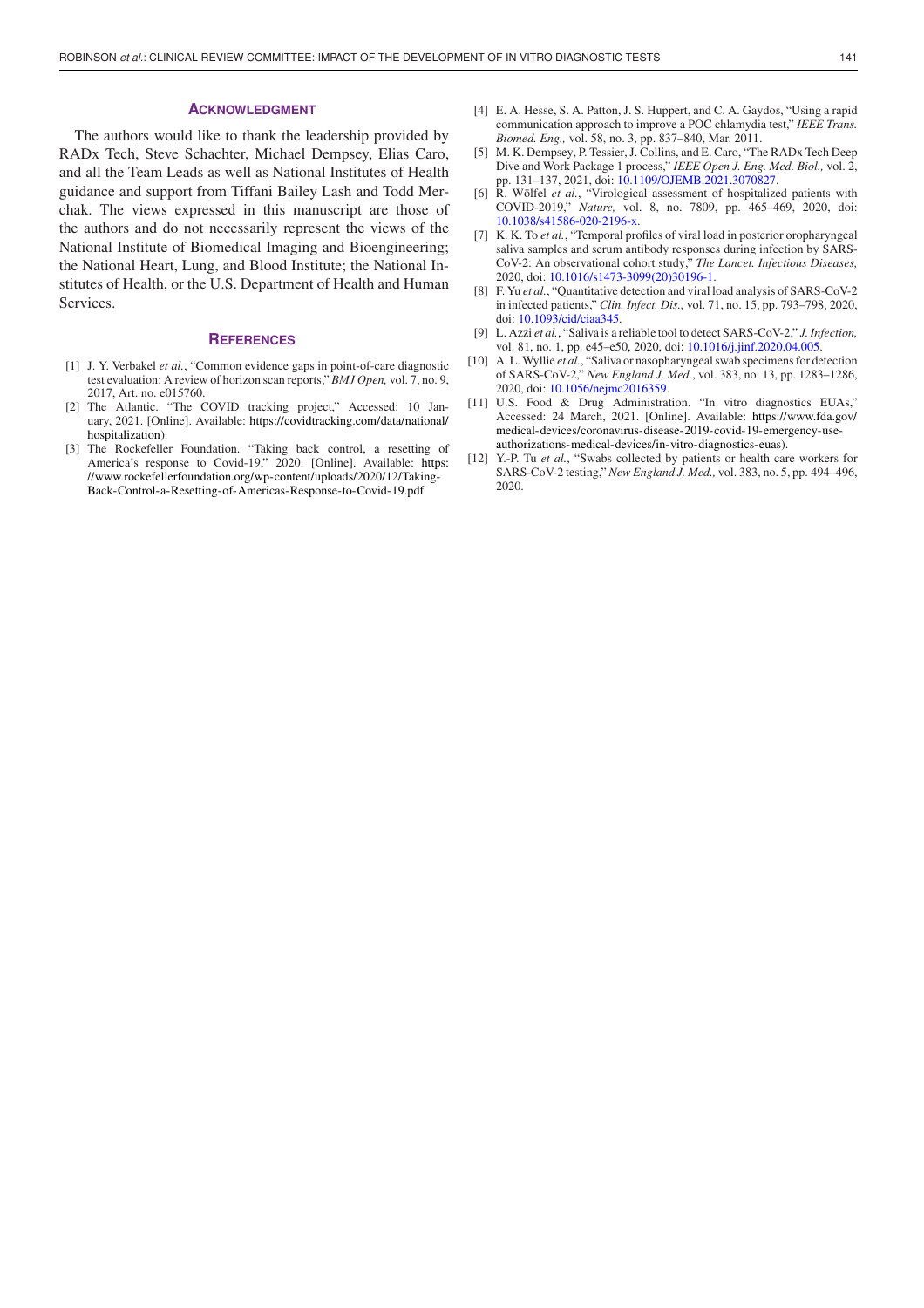## ACKNOWLEDGMENT

The authors would like to thank the leadership provided by RADx Tech, Steve Schachter, Michael Dempsey, Elias Caro, and all the Team Leads as well as National Institutes of Health guidance and support from Tiffani Bailey Lash and Todd Merchak. The views expressed in this manuscript are those of the authors and do not necessarily represent the views of the National Institute of Biomedical Imaging and Bioengineering; the National Heart, Lung, and Blood Institute; the National Institutes of Health, or the U.S. Department of Health and Human Services.

## REFERENCES

[1] J. Y. Verbakel *et al.*, "Common evidence gaps in point-of-care diagnostic test evaluation: A review of horizon scan reports," *BMJ Open,* vol. 7, no. 9, 2017, Art. no. e015760.

[2] The Atlantic. "The COVID tracking project," Accessed: 10 January, 2021. [Online]. Available: https://covidtracking.com/data/national/hospitalization).

[3] The Rockefeller Foundation. "Taking back control, a resetting of America's response to Covid-19," 2020. [Online]. Available: https://www.rockefellerfoundation.org/wp-content/uploads/2020/12/Taking-Back-Control-a-Resetting-of-Americas-Response-to-Covid-19.pdf

[4] E. A. Hesse, S. A. Patton, J. S. Huppert, and C. A. Gaydos, "Using a rapid communication approach to improve a POC chlamydia test," *IEEE Trans. Biomed. Eng.,* vol. 58, no. 3, pp. 837–840, Mar. 2011.

[5] M. K. Dempsey, P. Tessier, J. Collins, and E. Caro, "The RADx Tech Deep Dive and Work Package 1 process," *IEEE Open J. Eng. Med. Biol.,* vol. 2, pp. 131–137, 2021, doi: 10.1109/OJEMB.2021.3070827.

[6] R. Wölfel *et al.*, "Virological assessment of hospitalized patients with COVID-2019," *Nature,* vol. 8, no. 7809, pp. 465–469, 2020, doi: 10.1038/s41586-020-2196-x.

[7] K. K. To *et al.*, "Temporal profiles of viral load in posterior oropharyngeal saliva samples and serum antibody responses during infection by SARS-CoV-2: An observational cohort study," *The Lancet. Infectious Diseases,* 2020, doi: 10.1016/s1473-3099(20)30196-1.

[8] F. Yu *et al.*, "Quantitative detection and viral load analysis of SARS-CoV-2 in infected patients," *Clin. Infect. Dis.,* vol. 71, no. 15, pp. 793–798, 2020, doi: 10.1093/cid/ciaa345.

[9] L. Azzi *et al.*, "Saliva is a reliable tool to detect SARS-CoV-2," *J. Infection,* vol. 81, no. 1, pp. e45–e50, 2020, doi: 10.1016/j.jinf.2020.04.005.

[10] A. L. Wyllie *et al.*, "Saliva or nasopharyngeal swab specimens for detection of SARS-CoV-2," *New England J. Med.*, vol. 383, no. 13, pp. 1283–1286, 2020, doi: 10.1056/nejmc2016359.

[11] U.S. Food & Drug Administration. "In vitro diagnostics EUAs," Accessed: 24 March, 2021. [Online]. Available: https://www.fda.gov/medical-devices/coronavirus-disease-2019-covid-19-emergency-use-authorizations-medical-devices/in-vitro-diagnostics-euas).

[12] Y.-P. Tu *et al.*, "Swabs collected by patients or health care workers for SARS-CoV-2 testing," *New England J. Med.,* vol. 383, no. 5, pp. 494–496, 2020.